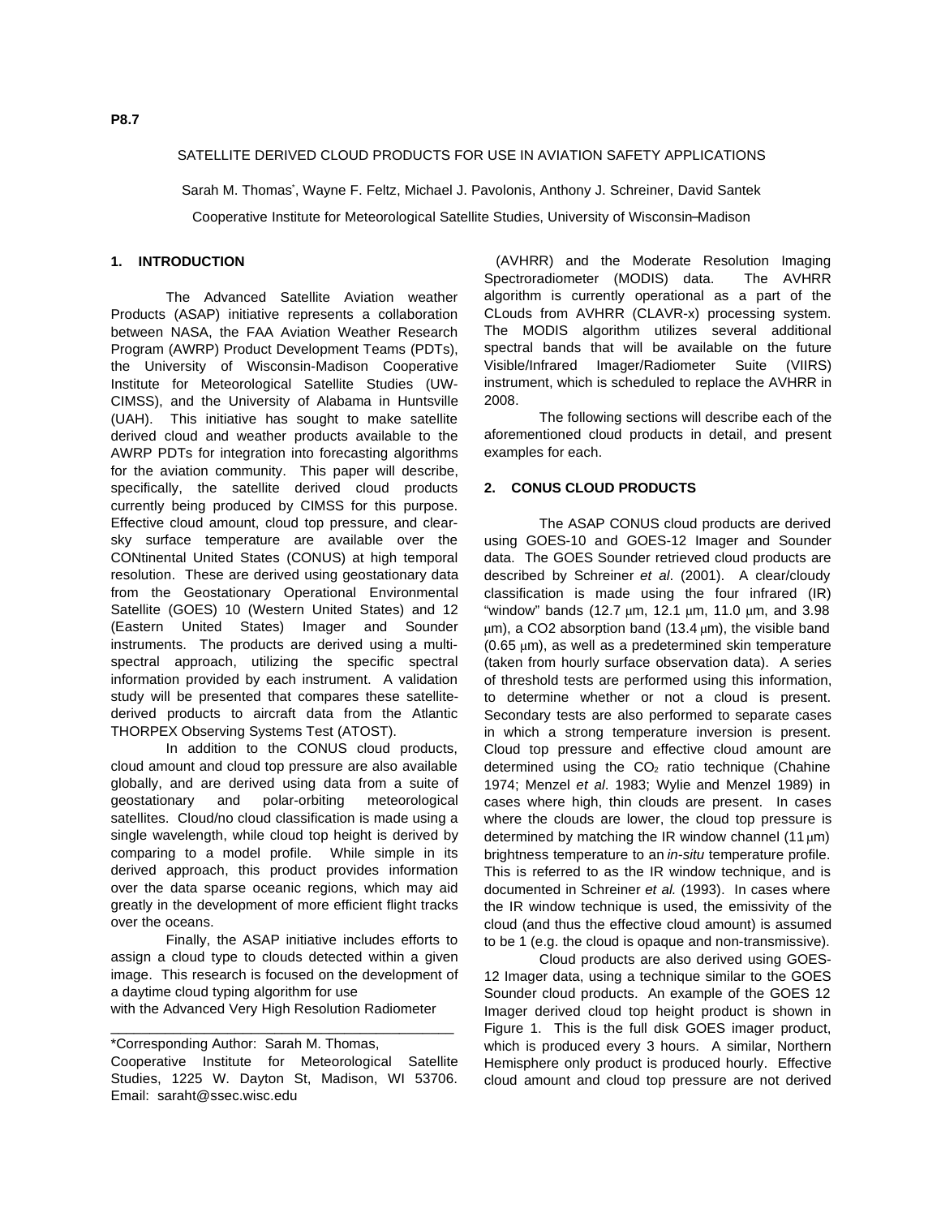P8.7

# SATELLITE DERIVED CLOUD PRODUCTS FOR USE IN AVIATION SAFETY APPLICATIONS

Sarah M. Thomas*, Wayne F. Feltz, Michael J. Pavolonis, Anthony J. Schreiner, David Santek

Cooperative Institute for Meteorological Satellite Studies, University of Wisconsin–Madison

## 1. INTRODUCTION

The Advanced Satellite Aviation weather Products (ASAP) initiative represents a collaboration between NASA, the FAA Aviation Weather Research Program (AWRP) Product Development Teams (PDTs), the University of Wisconsin-Madison Cooperative Institute for Meteorological Satellite Studies (UW-CIMSS), and the University of Alabama in Huntsville (UAH). This initiative has sought to make satellite derived cloud and weather products available to the AWRP PDTs for integration into forecasting algorithms for the aviation community. This paper will describe, specifically, the satellite derived cloud products currently being produced by CIMSS for this purpose. Effective cloud amount, cloud top pressure, and clear-sky surface temperature are available over the CONtinental United States (CONUS) at high temporal resolution. These are derived using geostationary data from the Geostationary Operational Environmental Satellite (GOES) 10 (Western United States) and 12 (Eastern United States) Imager and Sounder instruments. The products are derived using a multi-spectral approach, utilizing the specific spectral information provided by each instrument. A validation study will be presented that compares these satellite-derived products to aircraft data from the Atlantic THORPEX Observing Systems Test (ATOST).

In addition to the CONUS cloud products, cloud amount and cloud top pressure are also available globally, and are derived using data from a suite of geostationary and polar-orbiting meteorological satellites. Cloud/no cloud classification is made using a single wavelength, while cloud top height is derived by comparing to a model profile. While simple in its derived approach, this product provides information over the data sparse oceanic regions, which may aid greatly in the development of more efficient flight tracks over the oceans.

Finally, the ASAP initiative includes efforts to assign a cloud type to clouds detected within a given image. This research is focused on the development of a daytime cloud typing algorithm for use with the Advanced Very High Resolution Radiometer (AVHRR) and the Moderate Resolution Imaging Spectroradiometer (MODIS) data. The AVHRR algorithm is currently operational as a part of the CLouds from AVHRR (CLAVR-x) processing system. The MODIS algorithm utilizes several additional spectral bands that will be available on the future Visible/Infrared Imager/Radiometer Suite (VIIRS) instrument, which is scheduled to replace the AVHRR in 2008.

The following sections will describe each of the aforementioned cloud products in detail, and present examples for each.

## 2. CONUS CLOUD PRODUCTS

The ASAP CONUS cloud products are derived using GOES-10 and GOES-12 Imager and Sounder data. The GOES Sounder retrieved cloud products are described by Schreiner *et al*. (2001). A clear/cloudy classification is made using the four infrared (IR) "window" bands (12.7 μm, 12.1 μm, 11.0 μm, and 3.98 μm), a CO2 absorption band (13.4 μm), the visible band (0.65 μm), as well as a predetermined skin temperature (taken from hourly surface observation data). A series of threshold tests are performed using this information, to determine whether or not a cloud is present. Secondary tests are also performed to separate cases in which a strong temperature inversion is present. Cloud top pressure and effective cloud amount are determined using the $CO_2$ ratio technique (Chahine 1974; Menzel *et al*. 1983; Wylie and Menzel 1989) in cases where high, thin clouds are present. In cases where the clouds are lower, the cloud top pressure is determined by matching the IR window channel (11 μm) brightness temperature to an *in-situ* temperature profile. This is referred to as the IR window technique, and is documented in Schreiner *et al.* (1993). In cases where the IR window technique is used, the emissivity of the cloud (and thus the effective cloud amount) is assumed to be 1 (e.g. the cloud is opaque and non-transmissive).

Cloud products are also derived using GOES-12 Imager data, using a technique similar to the GOES Sounder cloud products. An example of the GOES 12 Imager derived cloud top height product is shown in Figure 1. This is the full disk GOES imager product, which is produced every 3 hours. A similar, Northern Hemisphere only product is produced hourly. Effective cloud amount and cloud top pressure are not derived

---

*Corresponding Author: Sarah M. Thomas, Cooperative Institute for Meteorological Satellite Studies, 1225 W. Dayton St, Madison, WI 53706. Email: saraht@ssec.wisc.edu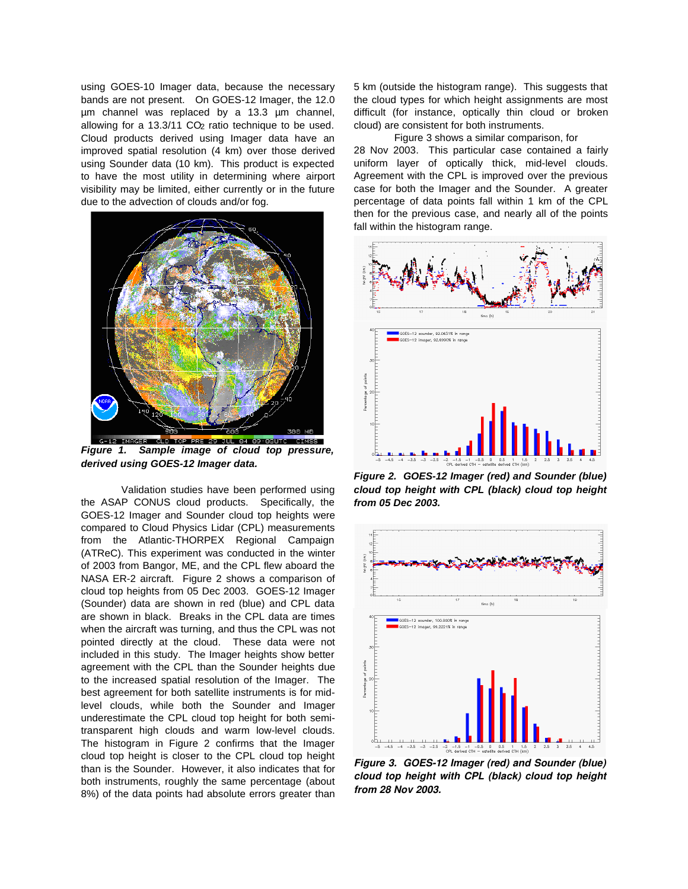using GOES-10 Imager data, because the necessary bands are not present. On GOES-12 Imager, the 12.0 µm channel was replaced by a 13.3 µm channel, allowing for a 13.3/11 $CO_2$ ratio technique to be used. Cloud products derived using Imager data have an improved spatial resolution (4 km) over those derived using Sounder data (10 km). This product is expected to have the most utility in determining where airport visibility may be limited, either currently or in the future due to the advection of clouds and/or fog.

***Figure 1. Sample image of cloud top pressure, derived using GOES-12 Imager data.***

Validation studies have been performed using the ASAP CONUS cloud products. Specifically, the GOES-12 Imager and Sounder cloud top heights were compared to Cloud Physics Lidar (CPL) measurements from the Atlantic-THORPEX Regional Campaign (ATReC). This experiment was conducted in the winter of 2003 from Bangor, ME, and the CPL flew aboard the NASA ER-2 aircraft. Figure 2 shows a comparison of cloud top heights from 05 Dec 2003. GOES-12 Imager (Sounder) data are shown in red (blue) and CPL data are shown in black. Breaks in the CPL data are times when the aircraft was turning, and thus the CPL was not pointed directly at the cloud. These data were not included in this study. The Imager heights show better agreement with the CPL than the Sounder heights due to the increased spatial resolution of the Imager. The best agreement for both satellite instruments is for mid-level clouds, while both the Sounder and Imager underestimate the CPL cloud top height for both semi-transparent high clouds and warm low-level clouds. The histogram in Figure 2 confirms that the Imager cloud top height is closer to the CPL cloud top height than is the Sounder. However, it also indicates that for both instruments, roughly the same percentage (about 8%) of the data points had absolute errors greater than 5 km (outside the histogram range). This suggests that the cloud types for which height assignments are most difficult (for instance, optically thin cloud or broken cloud) are consistent for both instruments.

Figure 3 shows a similar comparison, for 28 Nov 2003. This particular case contained a fairly uniform layer of optically thick, mid-level clouds. Agreement with the CPL is improved over the previous case for both the Imager and the Sounder. A greater percentage of data points fall within 1 km of the CPL then for the previous case, and nearly all of the points fall within the histogram range.

***Figure 2. GOES-12 Imager (red) and Sounder (blue) cloud top height with CPL (black) cloud top height from 05 Dec 2003.***

***Figure 3. GOES-12 Imager (red) and Sounder (blue) cloud top height with CPL (black) cloud top height from 28 Nov 2003.***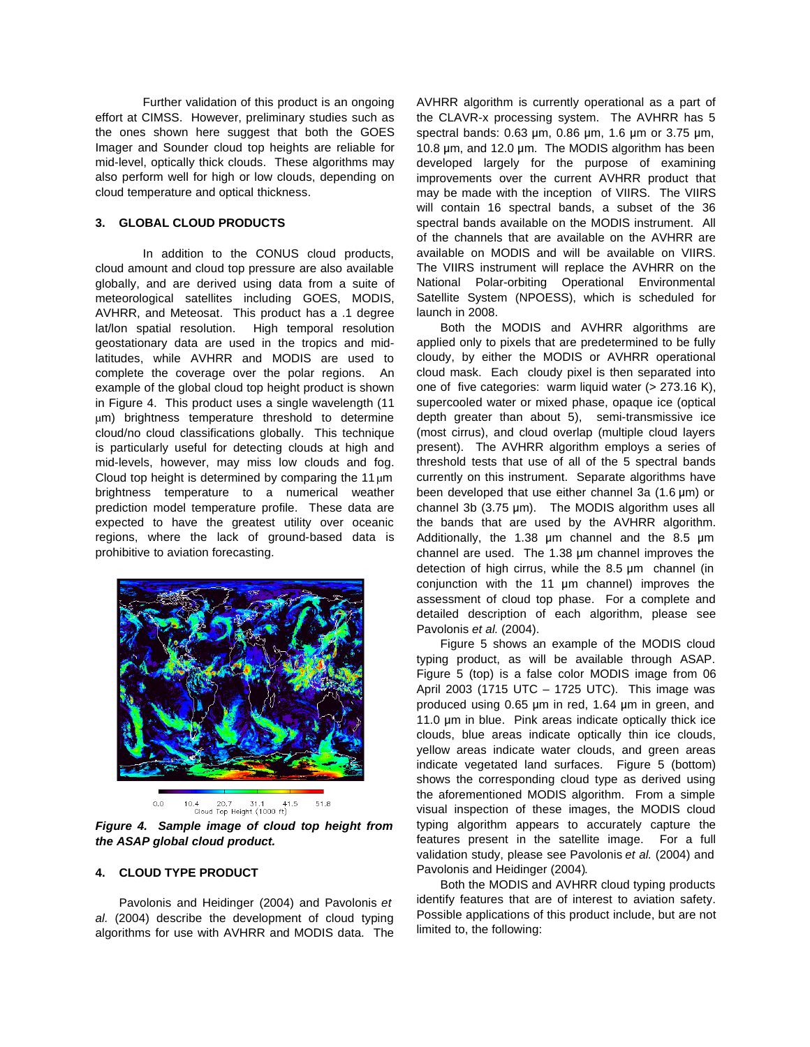Further validation of this product is an ongoing effort at CIMSS. However, preliminary studies such as the ones shown here suggest that both the GOES Imager and Sounder cloud top heights are reliable for mid-level, optically thick clouds. These algorithms may also perform well for high or low clouds, depending on cloud temperature and optical thickness.

## 3. GLOBAL CLOUD PRODUCTS

In addition to the CONUS cloud products, cloud amount and cloud top pressure are also available globally, and are derived using data from a suite of meteorological satellites including GOES, MODIS, AVHRR, and Meteosat. This product has a .1 degree lat/lon spatial resolution. High temporal resolution geostationary data are used in the tropics and mid-latitudes, while AVHRR and MODIS are used to complete the coverage over the polar regions. An example of the global cloud top height product is shown in Figure 4. This product uses a single wavelength (11 μm) brightness temperature threshold to determine cloud/no cloud classifications globally. This technique is particularly useful for detecting clouds at high and mid-levels, however, may miss low clouds and fog. Cloud top height is determined by comparing the 11 μm brightness temperature to a numerical weather prediction model temperature profile. These data are expected to have the greatest utility over oceanic regions, where the lack of ground-based data is prohibitive to aviation forecasting.

0.0 10.4 20.7 31.1 41.5 51.8
Cloud Top Height (1000 ft)

***Figure 4. Sample image of cloud top height from the ASAP global cloud product.***

## 4. CLOUD TYPE PRODUCT

Pavolonis and Heidinger (2004) and Pavolonis *et al.* (2004) describe the development of cloud typing algorithms for use with AVHRR and MODIS data. The AVHRR algorithm is currently operational as a part of the CLAVR-x processing system. The AVHRR has 5 spectral bands: 0.63 μm, 0.86 μm, 1.6 μm or 3.75 μm, 10.8 μm, and 12.0 μm. The MODIS algorithm has been developed largely for the purpose of examining improvements over the current AVHRR product that may be made with the inception of VIIRS. The VIIRS will contain 16 spectral bands, a subset of the 36 spectral bands available on the MODIS instrument. All of the channels that are available on the AVHRR are available on MODIS and will be available on VIIRS. The VIIRS instrument will replace the AVHRR on the National Polar-orbiting Operational Environmental Satellite System (NPOESS), which is scheduled for launch in 2008.

Both the MODIS and AVHRR algorithms are applied only to pixels that are predetermined to be fully cloudy, by either the MODIS or AVHRR operational cloud mask. Each cloudy pixel is then separated into one of five categories: warm liquid water (> 273.16 K), supercooled water or mixed phase, opaque ice (optical depth greater than about 5), semi-transmissive ice (most cirrus), and cloud overlap (multiple cloud layers present). The AVHRR algorithm employs a series of threshold tests that use of all of the 5 spectral bands currently on this instrument. Separate algorithms have been developed that use either channel 3a (1.6 μm) or channel 3b (3.75 μm). The MODIS algorithm uses all the bands that are used by the AVHRR algorithm. Additionally, the 1.38 μm channel and the 8.5 μm channel are used. The 1.38 μm channel improves the detection of high cirrus, while the 8.5 μm channel (in conjunction with the 11 μm channel) improves the assessment of cloud top phase. For a complete and detailed description of each algorithm, please see Pavolonis *et al.* (2004).

Figure 5 shows an example of the MODIS cloud typing product, as will be available through ASAP. Figure 5 (top) is a false color MODIS image from 06 April 2003 (1715 UTC – 1725 UTC). This image was produced using 0.65 μm in red, 1.64 μm in green, and 11.0 μm in blue. Pink areas indicate optically thick ice clouds, blue areas indicate optically thin ice clouds, yellow areas indicate water clouds, and green areas indicate vegetated land surfaces. Figure 5 (bottom) shows the corresponding cloud type as derived using the aforementioned MODIS algorithm. From a simple visual inspection of these images, the MODIS cloud typing algorithm appears to accurately capture the features present in the satellite image. For a full validation study, please see Pavolonis *et al.* (2004) and Pavolonis and Heidinger (2004).

Both the MODIS and AVHRR cloud typing products identify features that are of interest to aviation safety. Possible applications of this product include, but are not limited to, the following: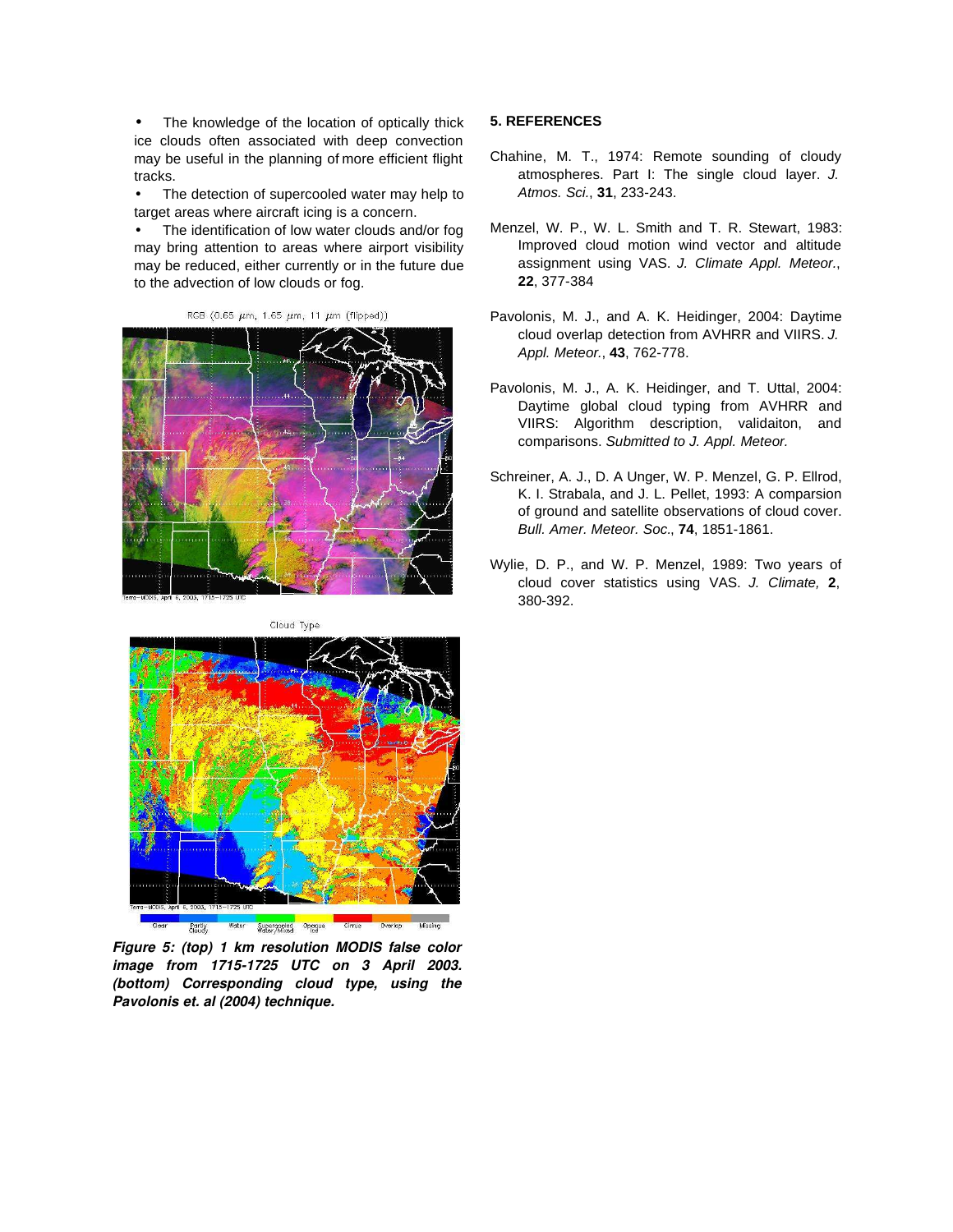- The knowledge of the location of optically thick ice clouds often associated with deep convection may be useful in the planning of more efficient flight tracks.
- The detection of supercooled water may help to target areas where aircraft icing is a concern.
- The identification of low water clouds and/or fog may bring attention to areas where airport visibility may be reduced, either currently or in the future due to the advection of low clouds or fog.

RGB (0.65 μm, 1.65 μm, 11 μm (flipped))

Terra-MODIS, April 3, 2003, 1715-1725 UTC

Cloud Type

Terra-MODIS, April 3, 2003, 1715-1725 UTC

Clear Partly Cloudy Water Supercooled Water/Mixed Opaque Ice Cirrus Overlap Missing

***Figure 5: (top) 1 km resolution MODIS false color image from 1715-1725 UTC on 3 April 2003. (bottom) Corresponding cloud type, using the Pavolonis et. al (2004) technique.***

## 5. REFERENCES

Chahine, M. T., 1974: Remote sounding of cloudy atmospheres. Part I: The single cloud layer. *J. Atmos. Sci.*, **31**, 233-243.

Menzel, W. P., W. L. Smith and T. R. Stewart, 1983: Improved cloud motion wind vector and altitude assignment using VAS. *J. Climate Appl. Meteor.*, **22**, 377-384

Pavolonis, M. J., and A. K. Heidinger, 2004: Daytime cloud overlap detection from AVHRR and VIIRS. *J. Appl. Meteor.*, **43**, 762-778.

Pavolonis, M. J., A. K. Heidinger, and T. Uttal, 2004: Daytime global cloud typing from AVHRR and VIIRS: Algorithm description, validaiton, and comparisons. *Submitted to J. Appl. Meteor.*

Schreiner, A. J., D. A Unger, W. P. Menzel, G. P. Ellrod, K. I. Strabala, and J. L. Pellet, 1993: A comparsion of ground and satellite observations of cloud cover. *Bull. Amer. Meteor. Soc.*, **74**, 1851-1861.

Wylie, D. P., and W. P. Menzel, 1989: Two years of cloud cover statistics using VAS. *J. Climate,* **2**, 380-392.